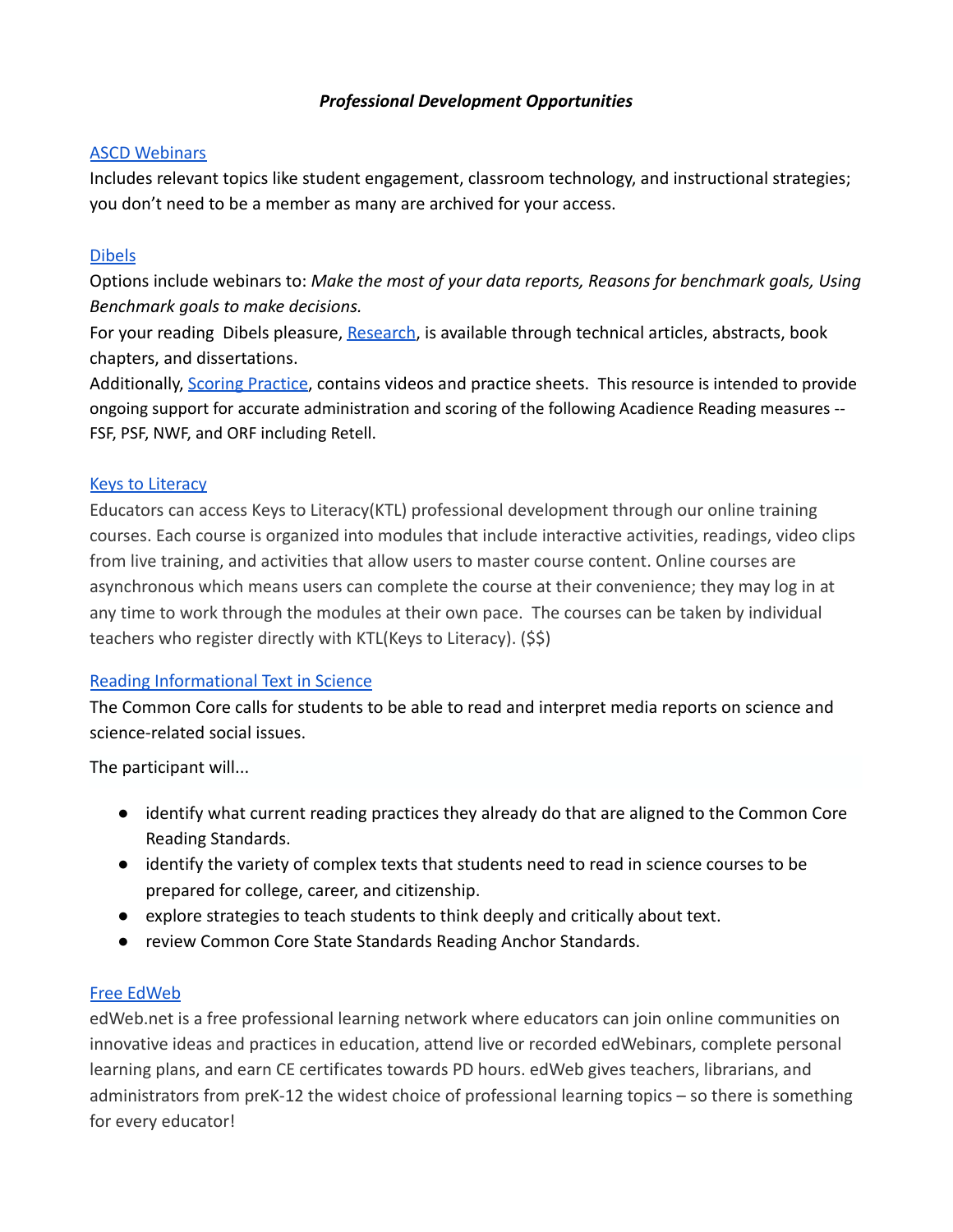***Professional Development Opportunities***

ASCD Webinars

Includes relevant topics like student engagement, classroom technology, and instructional strategies; you don't need to be a member as many are archived for your access.

Dibels

Options include webinars to: *Make the most of your data reports, Reasons for benchmark goals, Using Benchmark goals to make decisions.*

For your reading Dibels pleasure, Research, is available through technical articles, abstracts, book chapters, and dissertations.

Additionally, Scoring Practice, contains videos and practice sheets. This resource is intended to provide ongoing support for accurate administration and scoring of the following Acadience Reading measures -- FSF, PSF, NWF, and ORF including Retell.

Keys to Literacy

Educators can access Keys to Literacy(KTL) professional development through our online training courses. Each course is organized into modules that include interactive activities, readings, video clips from live training, and activities that allow users to master course content. Online courses are asynchronous which means users can complete the course at their convenience; they may log in at any time to work through the modules at their own pace. The courses can be taken by individual teachers who register directly with KTL(Keys to Literacy). ($$)

Reading Informational Text in Science

The Common Core calls for students to be able to read and interpret media reports on science and science-related social issues.

The participant will...

- identify what current reading practices they already do that are aligned to the Common Core Reading Standards.
- identify the variety of complex texts that students need to read in science courses to be prepared for college, career, and citizenship.
- explore strategies to teach students to think deeply and critically about text.
- review Common Core State Standards Reading Anchor Standards.

Free EdWeb

edWeb.net is a free professional learning network where educators can join online communities on innovative ideas and practices in education, attend live or recorded edWebinars, complete personal learning plans, and earn CE certificates towards PD hours. edWeb gives teachers, librarians, and administrators from preK-12 the widest choice of professional learning topics – so there is something for every educator!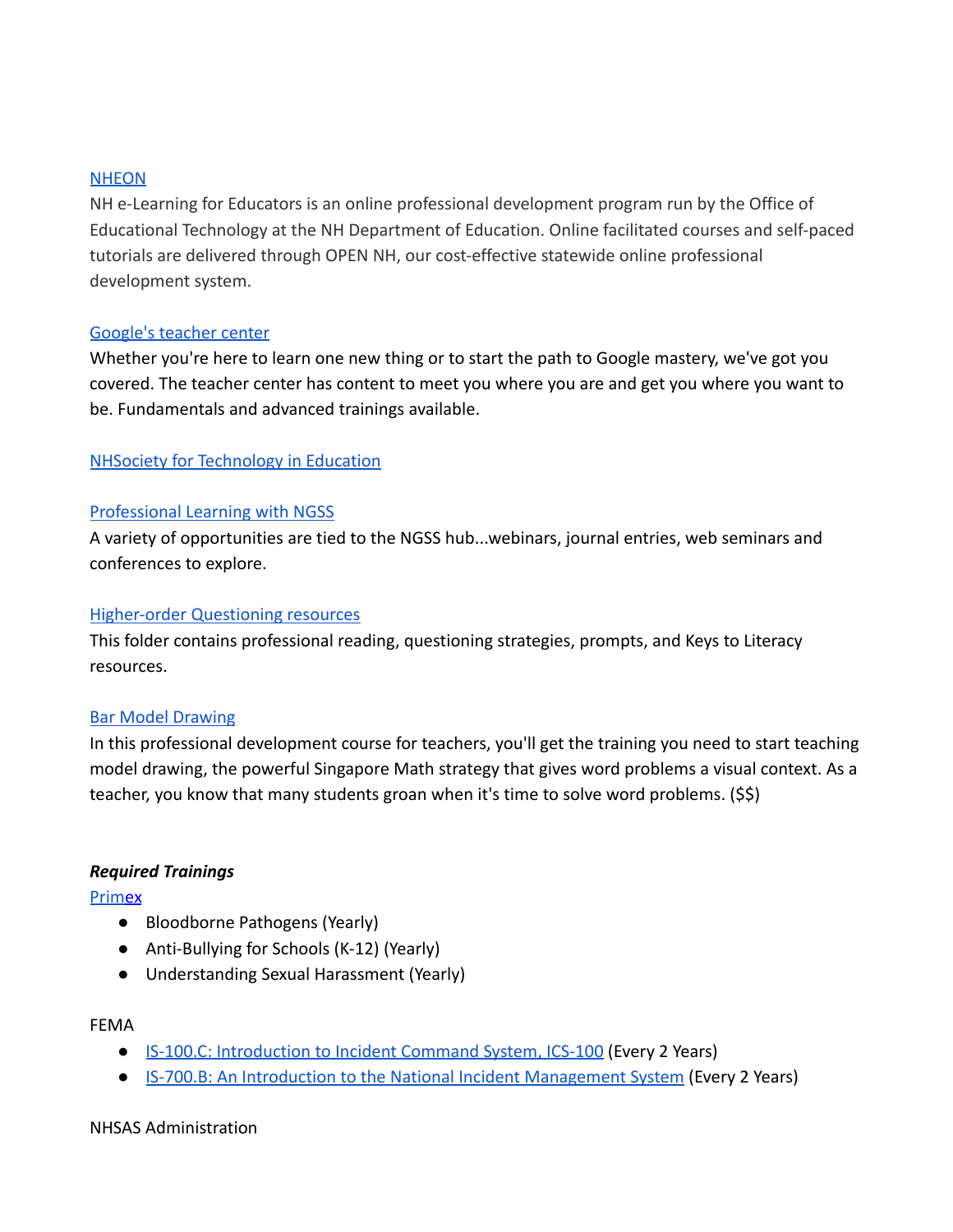NHEON

NH e-Learning for Educators is an online professional development program run by the Office of Educational Technology at the NH Department of Education. Online facilitated courses and self-paced tutorials are delivered through OPEN NH, our cost-effective statewide online professional development system.

Google's teacher center

Whether you're here to learn one new thing or to start the path to Google mastery, we've got you covered. The teacher center has content to meet you where you are and get you where you want to be. Fundamentals and advanced trainings available.

NHSociety for Technology in Education

Professional Learning with NGSS

A variety of opportunities are tied to the NGSS hub...webinars, journal entries, web seminars and conferences to explore.

Higher-order Questioning resources

This folder contains professional reading, questioning strategies, prompts, and Keys to Literacy resources.

Bar Model Drawing

In this professional development course for teachers, you'll get the training you need to start teaching model drawing, the powerful Singapore Math strategy that gives word problems a visual context. As a teacher, you know that many students groan when it's time to solve word problems. ($$)

***Required Trainings***

Primex

- Bloodborne Pathogens (Yearly)
- Anti-Bullying for Schools (K-12) (Yearly)
- Understanding Sexual Harassment (Yearly)

FEMA

- IS-100.C: Introduction to Incident Command System, ICS-100 (Every 2 Years)
- IS-700.B: An Introduction to the National Incident Management System (Every 2 Years)

NHSAS Administration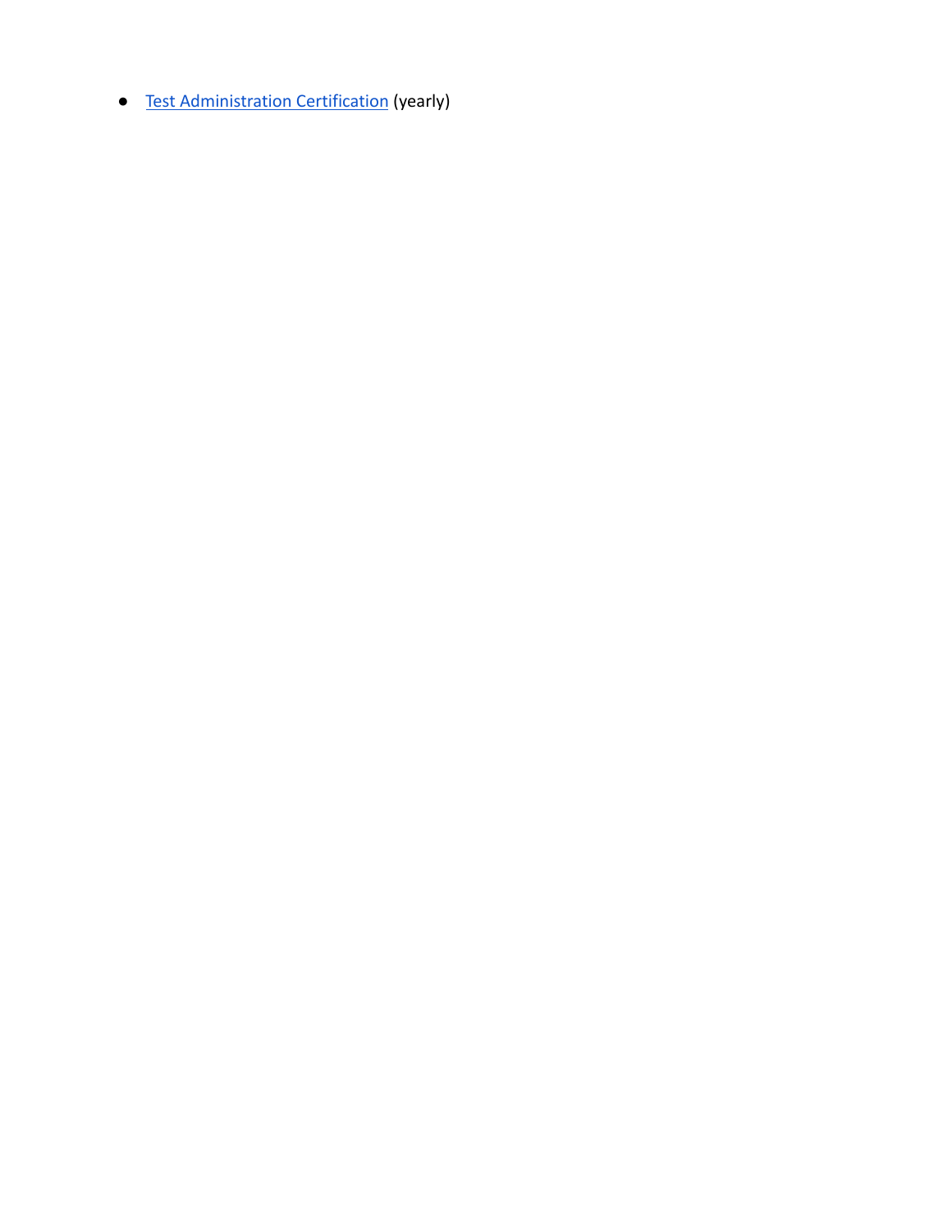- Test Administration Certification (yearly)